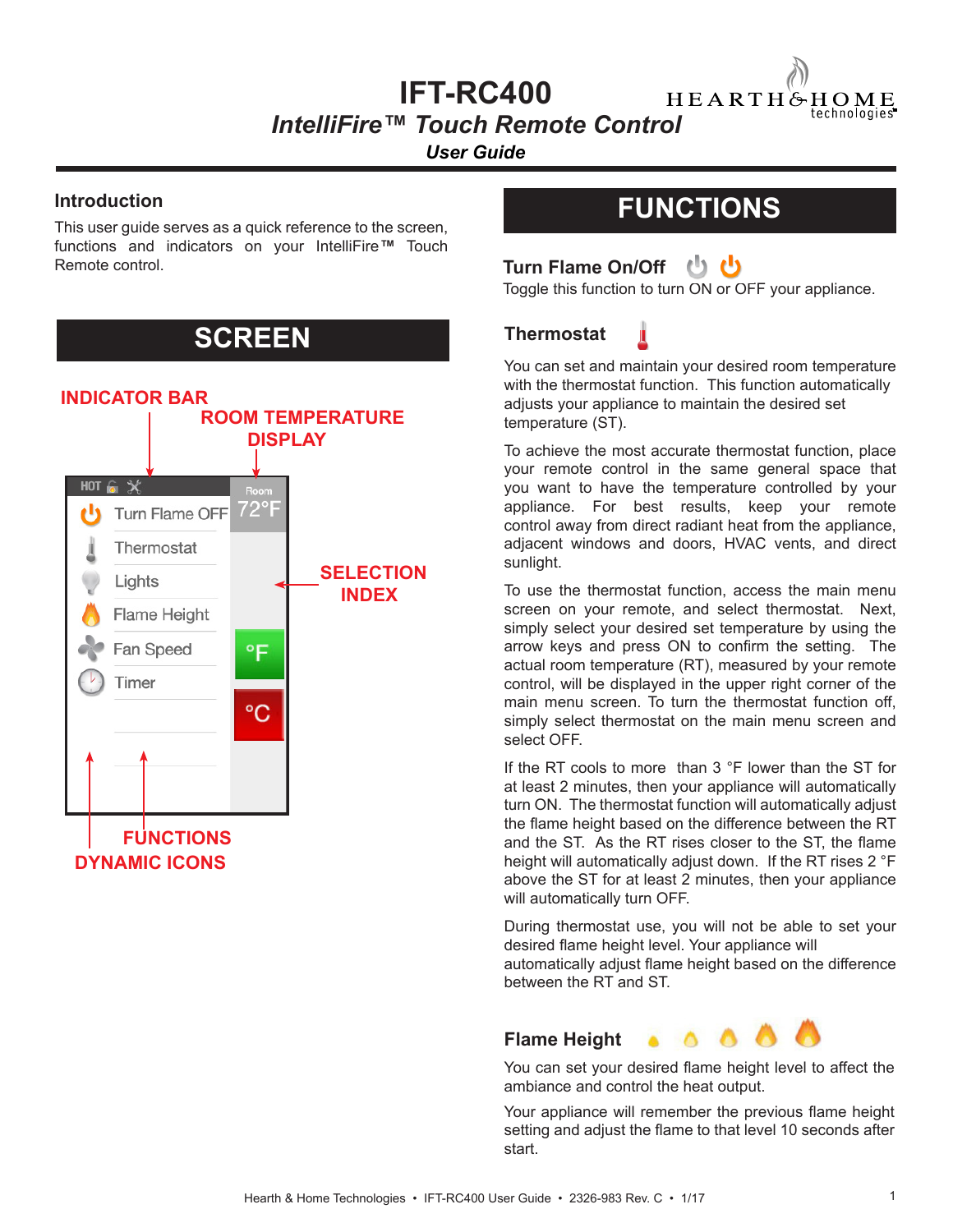# IFT-RC400

## *IntelliFire™ Touch Remote Control*

***User Guide***

HEARTH&HOME technologies

### Introduction

This user guide serves as a quick reference to the screen, functions and indicators on your IntelliFire™ Touch Remote control.

## SCREEN

INDICATOR BAR

ROOM TEMPERATURE DISPLAY

SELECTION INDEX

FUNCTIONS

DYNAMIC ICONS

HOT

Room 72°F

Turn Flame OFF

Thermostat

Lights

Flame Height

Fan Speed

Timer

°F

°C

## FUNCTIONS

### Turn Flame On/Off

Toggle this function to turn ON or OFF your appliance.

### Thermostat

You can set and maintain your desired room temperature with the thermostat function. This function automatically adjusts your appliance to maintain the desired set temperature (ST).

To achieve the most accurate thermostat function, place your remote control in the same general space that you want to have the temperature controlled by your appliance. For best results, keep your remote control away from direct radiant heat from the appliance, adjacent windows and doors, HVAC vents, and direct sunlight.

To use the thermostat function, access the main menu screen on your remote, and select thermostat. Next, simply select your desired set temperature by using the arrow keys and press ON to confirm the setting. The actual room temperature (RT), measured by your remote control, will be displayed in the upper right corner of the main menu screen. To turn the thermostat function off, simply select thermostat on the main menu screen and select OFF.

If the RT cools to more than 3 °F lower than the ST for at least 2 minutes, then your appliance will automatically turn ON. The thermostat function will automatically adjust the flame height based on the difference between the RT and the ST. As the RT rises closer to the ST, the flame height will automatically adjust down. If the RT rises 2 °F above the ST for at least 2 minutes, then your appliance will automatically turn OFF.

During thermostat use, you will not be able to set your desired flame height level. Your appliance will automatically adjust flame height based on the difference between the RT and ST.

### Flame Height

You can set your desired flame height level to affect the ambiance and control the heat output.

Your appliance will remember the previous flame height setting and adjust the flame to that level 10 seconds after start.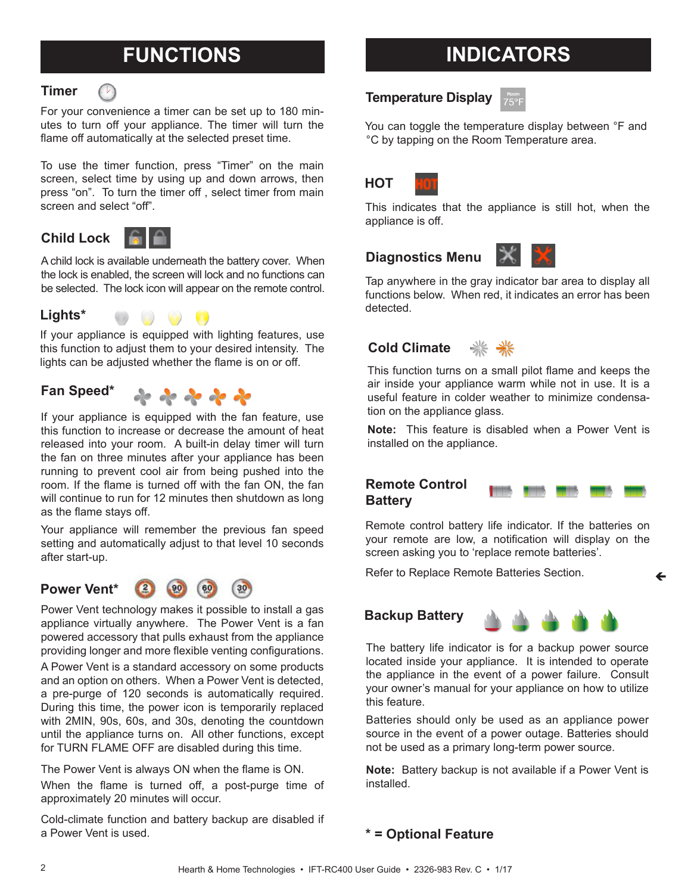# FUNCTIONS

## Timer

For your convenience a timer can be set up to 180 minutes to turn off your appliance. The timer will turn the flame off automatically at the selected preset time.

To use the timer function, press “Timer” on the main screen, select time by using up and down arrows, then press “on”. To turn the timer off , select timer from main screen and select “off”.

## Child Lock

A child lock is available underneath the battery cover. When the lock is enabled, the screen will lock and no functions can be selected. The lock icon will appear on the remote control.

## Lights*

If your appliance is equipped with lighting features, use this function to adjust them to your desired intensity. The lights can be adjusted whether the flame is on or off.

## Fan Speed*

If your appliance is equipped with the fan feature, use this function to increase or decrease the amount of heat released into your room. A built-in delay timer will turn the fan on three minutes after your appliance has been running to prevent cool air from being pushed into the room. If the flame is turned off with the fan ON, the fan will continue to run for 12 minutes then shutdown as long as the flame stays off.

Your appliance will remember the previous fan speed setting and automatically adjust to that level 10 seconds after start-up.

## Power Vent*

Power Vent technology makes it possible to install a gas appliance virtually anywhere. The Power Vent is a fan powered accessory that pulls exhaust from the appliance providing longer and more flexible venting configurations.

A Power Vent is a standard accessory on some products and an option on others. When a Power Vent is detected, a pre-purge of 120 seconds is automatically required. During this time, the power icon is temporarily replaced with 2MIN, 90s, 60s, and 30s, denoting the countdown until the appliance turns on. All other functions, except for TURN FLAME OFF are disabled during this time.

The Power Vent is always ON when the flame is ON.

When the flame is turned off, a post-purge time of approximately 20 minutes will occur.

Cold-climate function and battery backup are disabled if a Power Vent is used.

# INDICATORS

## Temperature Display

You can toggle the temperature display between °F and °C by tapping on the Room Temperature area.

## HOT

This indicates that the appliance is still hot, when the appliance is off.

## Diagnostics Menu

Tap anywhere in the gray indicator bar area to display all functions below. When red, it indicates an error has been detected.

## Cold Climate

This function turns on a small pilot flame and keeps the air inside your appliance warm while not in use. It is a useful feature in colder weather to minimize condensation on the appliance glass.

**Note:** This feature is disabled when a Power Vent is installed on the appliance.

## Remote Control Battery

Remote control battery life indicator. If the batteries on your remote are low, a notification will display on the screen asking you to ‘replace remote batteries’.

Refer to Replace Remote Batteries Section.

## Backup Battery

The battery life indicator is for a backup power source located inside your appliance. It is intended to operate the appliance in the event of a power failure. Consult your owner’s manual for your appliance on how to utilize this feature.

Batteries should only be used as an appliance power source in the event of a power outage. Batteries should not be used as a primary long-term power source.

**Note:** Battery backup is not available if a Power Vent is installed.

**\* = Optional Feature**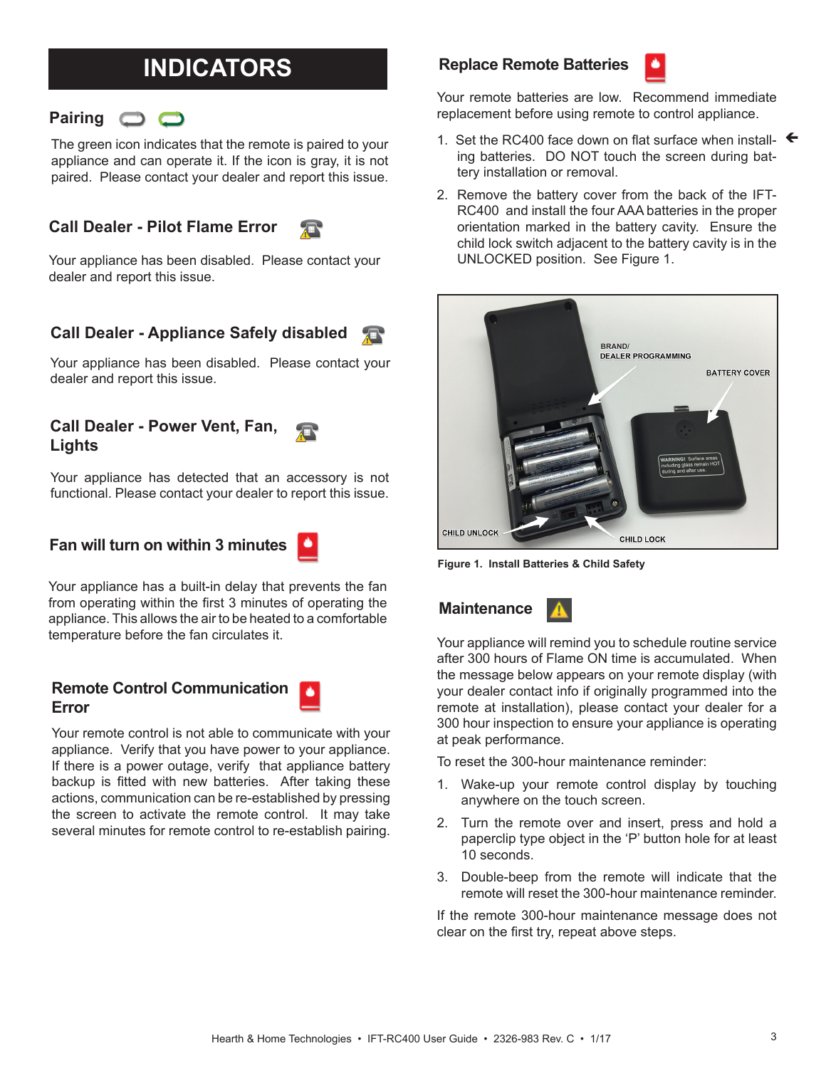# INDICATORS

## Pairing

The green icon indicates that the remote is paired to your appliance and can operate it. If the icon is gray, it is not paired. Please contact your dealer and report this issue.

## Call Dealer - Pilot Flame Error

Your appliance has been disabled. Please contact your dealer and report this issue.

## Call Dealer - Appliance Safely disabled

Your appliance has been disabled. Please contact your dealer and report this issue.

## Call Dealer - Power Vent, Fan, Lights

Your appliance has detected that an accessory is not functional. Please contact your dealer to report this issue.

## Fan will turn on within 3 minutes

Your appliance has a built-in delay that prevents the fan from operating within the first 3 minutes of operating the appliance. This allows the air to be heated to a comfortable temperature before the fan circulates it.

## Remote Control Communication Error

Your remote control is not able to communicate with your appliance. Verify that you have power to your appliance. If there is a power outage, verify that appliance battery backup is fitted with new batteries. After taking these actions, communication can be re-established by pressing the screen to activate the remote control. It may take several minutes for remote control to re-establish pairing.

## Replace Remote Batteries

Your remote batteries are low. Recommend immediate replacement before using remote to control appliance.

1. Set the RC400 face down on flat surface when installing batteries. DO NOT touch the screen during battery installation or removal.
2. Remove the battery cover from the back of the IFT-RC400 and install the four AAA batteries in the proper orientation marked in the battery cavity. Ensure the child lock switch adjacent to the battery cavity is in the UNLOCKED position. See Figure 1.

BRAND/ DEALER PROGRAMMING | BATTERY COVER | CHILD UNLOCK | CHILD LOCK

**Figure 1. Install Batteries & Child Safety**

## Maintenance

Your appliance will remind you to schedule routine service after 300 hours of Flame ON time is accumulated. When the message below appears on your remote display (with your dealer contact info if originally programmed into the remote at installation), please contact your dealer for a 300 hour inspection to ensure your appliance is operating at peak performance.

To reset the 300-hour maintenance reminder:

1. Wake-up your remote control display by touching anywhere on the touch screen.
2. Turn the remote over and insert, press and hold a paperclip type object in the 'P' button hole for at least 10 seconds.
3. Double-beep from the remote will indicate that the remote will reset the 300-hour maintenance reminder.

If the remote 300-hour maintenance message does not clear on the first try, repeat above steps.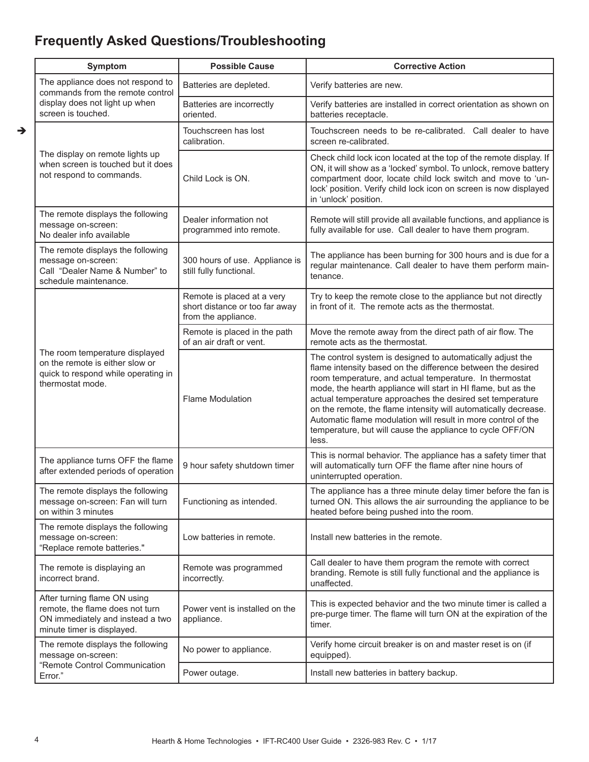## Frequently Asked Questions/Troubleshooting

| Symptom | Possible Cause | Corrective Action |
|---|---|---|
| The appliance does not respond to commands from the remote control display does not light up when screen is touched. | Batteries are depleted. | Verify batteries are new. |
| | Batteries are incorrectly oriented. | Verify batteries are installed in correct orientation as shown on batteries receptacle. |
| The display on remote lights up when screen is touched but it does not respond to commands. | Touchscreen has lost calibration. | Touchscreen needs to be re-calibrated. Call dealer to have screen re-calibrated. |
| | Child Lock is ON. | Check child lock icon located at the top of the remote display. If ON, it will show as a 'locked' symbol. To unlock, remove battery compartment door, locate child lock switch and move to 'un-lock' position. Verify child lock icon on screen is now displayed in 'unlock' position. |
| The remote displays the following message on-screen: No dealer info available | Dealer information not programmed into remote. | Remote will still provide all available functions, and appliance is fully available for use. Call dealer to have them program. |
| The remote displays the following message on-screen: Call "Dealer Name & Number" to schedule maintenance. | 300 hours of use. Appliance is still fully functional. | The appliance has been burning for 300 hours and is due for a regular maintenance. Call dealer to have them perform main-tenance. |
| The room temperature displayed on the remote is either slow or quick to respond while operating in thermostat mode. | Remote is placed at a very short distance or too far away from the appliance. | Try to keep the remote close to the appliance but not directly in front of it. The remote acts as the thermostat. |
| | Remote is placed in the path of an air draft or vent. | Move the remote away from the direct path of air flow. The remote acts as the thermostat. |
| | Flame Modulation | The control system is designed to automatically adjust the flame intensity based on the difference between the desired room temperature, and actual temperature. In thermostat mode, the hearth appliance will start in HI flame, but as the actual temperature approaches the desired set temperature on the remote, the flame intensity will automatically decrease. Automatic flame modulation will result in more control of the temperature, but will cause the appliance to cycle OFF/ON less. |
| The appliance turns OFF the flame after extended periods of operation | 9 hour safety shutdown timer | This is normal behavior. The appliance has a safety timer that will automatically turn OFF the flame after nine hours of uninterrupted operation. |
| The remote displays the following message on-screen: Fan will turn on within 3 minutes | Functioning as intended. | The appliance has a three minute delay timer before the fan is turned ON. This allows the air surrounding the appliance to be heated before being pushed into the room. |
| The remote displays the following message on-screen: "Replace remote batteries." | Low batteries in remote. | Install new batteries in the remote. |
| The remote is displaying an incorrect brand. | Remote was programmed incorrectly. | Call dealer to have them program the remote with correct branding. Remote is still fully functional and the appliance is unaffected. |
| After turning flame ON using remote, the flame does not turn ON immediately and instead a two minute timer is displayed. | Power vent is installed on the appliance. | This is expected behavior and the two minute timer is called a pre-purge timer. The flame will turn ON at the expiration of the timer. |
| The remote displays the following message on-screen: "Remote Control Communication Error." | No power to appliance. | Verify home circuit breaker is on and master reset is on (if equipped). |
| | Power outage. | Install new batteries in battery backup. |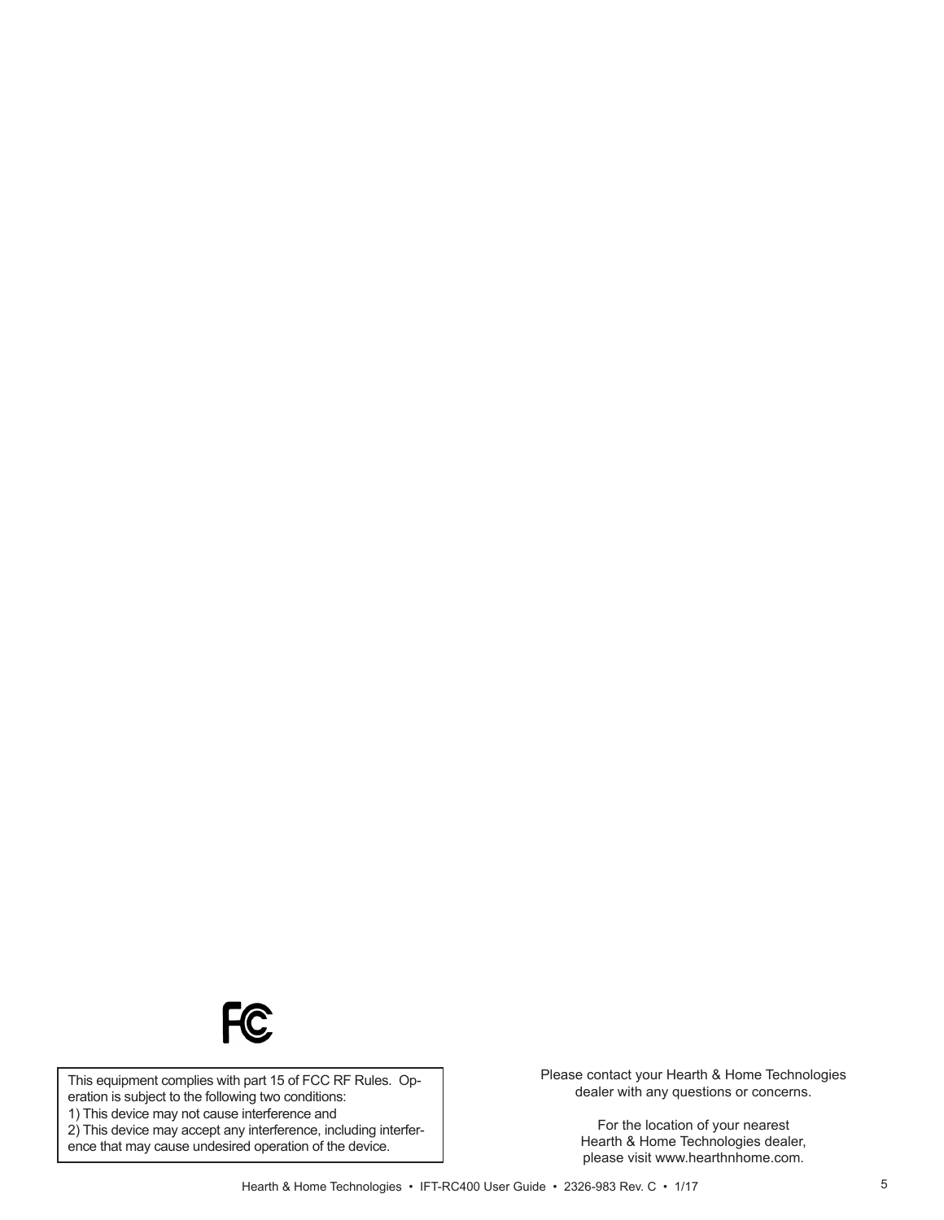This equipment complies with part 15 of FCC RF Rules. Operation is subject to the following two conditions:
1) This device may not cause interference and
2) This device may accept any interference, including interference that may cause undesired operation of the device.

Please contact your Hearth & Home Technologies dealer with any questions or concerns.

For the location of your nearest Hearth & Home Technologies dealer, please visit www.hearthnhome.com.

Hearth & Home Technologies • IFT-RC400 User Guide • 2326-983 Rev. C • 1/17